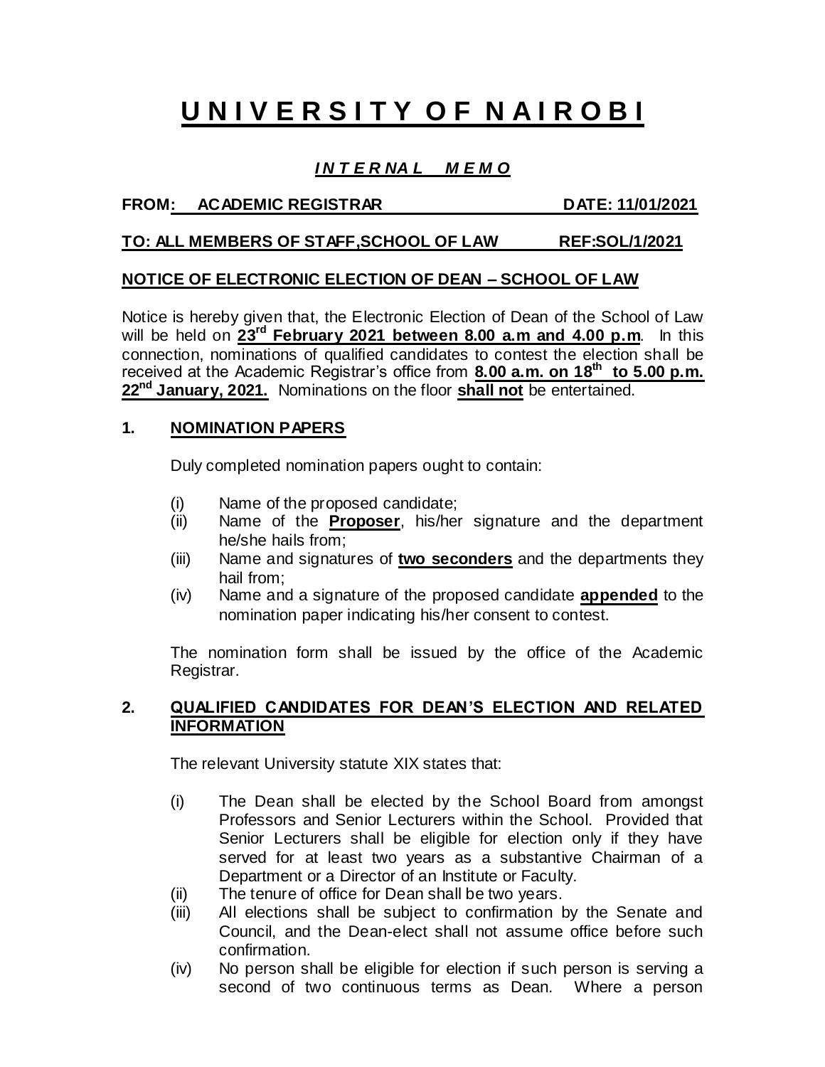# **U N I V E R S I T Y O F N A I R O B I**

***I N T E R NA L M E M O***

**FROM: ACADEMIC REGISTRAR DATE: 11/01/2021**

**TO: ALL MEMBERS OF STAFF,SCHOOL OF LAW REF:SOL/1/2021**

**NOTICE OF ELECTRONIC ELECTION OF DEAN – SCHOOL OF LAW**

Notice is hereby given that, the Electronic Election of Dean of the School of Law will be held on **23rd February 2021 between 8.00 a.m and 4.00 p.m**. In this connection, nominations of qualified candidates to contest the election shall be received at the Academic Registrar's office from **8.00 a.m. on 18th to 5.00 p.m. 22nd January, 2021.** Nominations on the floor **shall not** be entertained.

## **1. NOMINATION PAPERS**

Duly completed nomination papers ought to contain:

(i) Name of the proposed candidate;
(ii) Name of the **Proposer**, his/her signature and the department he/she hails from;
(iii) Name and signatures of **two seconders** and the departments they hail from;
(iv) Name and a signature of the proposed candidate **appended** to the nomination paper indicating his/her consent to contest.

The nomination form shall be issued by the office of the Academic Registrar.

## **2. QUALIFIED CANDIDATES FOR DEAN'S ELECTION AND RELATED INFORMATION**

The relevant University statute XIX states that:

(i) The Dean shall be elected by the School Board from amongst Professors and Senior Lecturers within the School. Provided that Senior Lecturers shall be eligible for election only if they have served for at least two years as a substantive Chairman of a Department or a Director of an Institute or Faculty.
(ii) The tenure of office for Dean shall be two years.
(iii) All elections shall be subject to confirmation by the Senate and Council, and the Dean-elect shall not assume office before such confirmation.
(iv) No person shall be eligible for election if such person is serving a second of two continuous terms as Dean. Where a person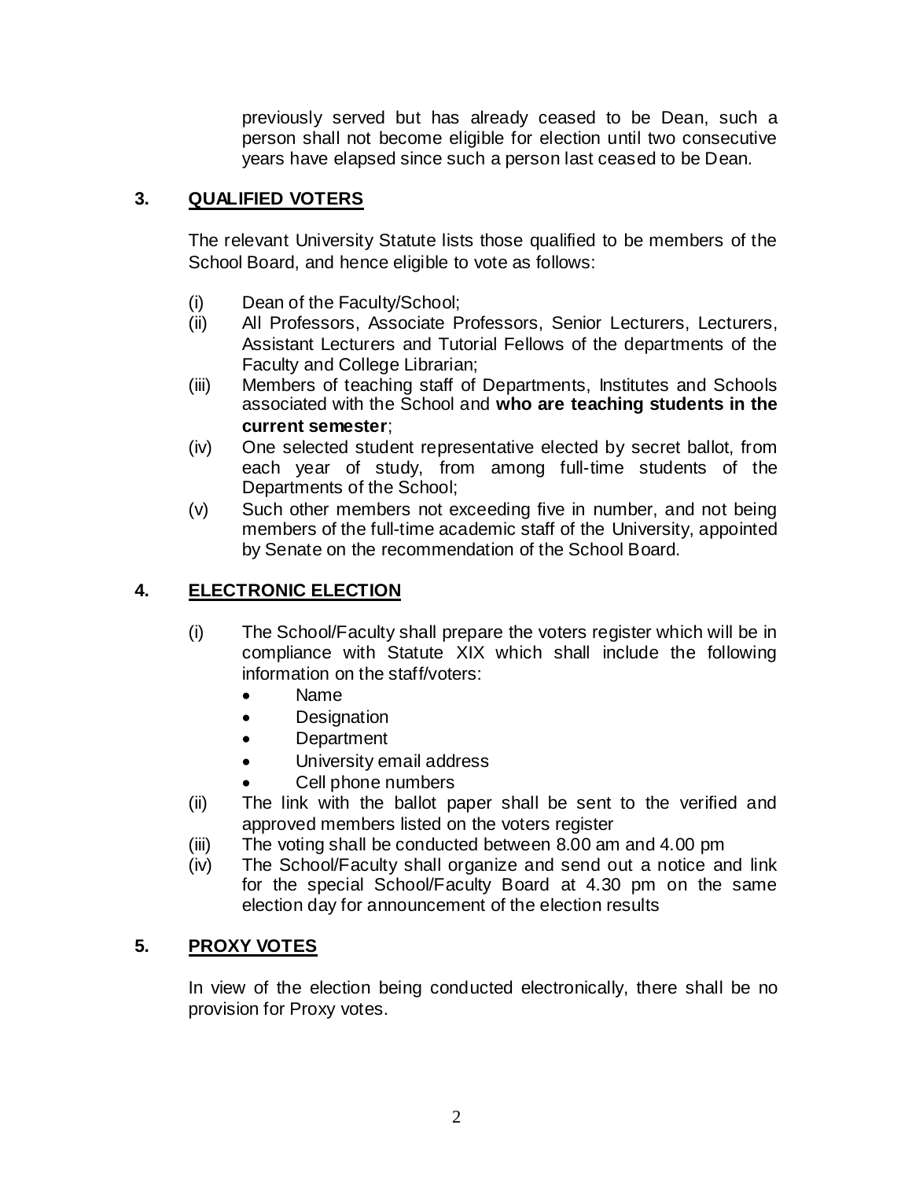previously served but has already ceased to be Dean, such a person shall not become eligible for election until two consecutive years have elapsed since such a person last ceased to be Dean.

## 3. QUALIFIED VOTERS

The relevant University Statute lists those qualified to be members of the School Board, and hence eligible to vote as follows:

(i) Dean of the Faculty/School;

(ii) All Professors, Associate Professors, Senior Lecturers, Lecturers, Assistant Lecturers and Tutorial Fellows of the departments of the Faculty and College Librarian;

(iii) Members of teaching staff of Departments, Institutes and Schools associated with the School and **who are teaching students in the current semester**;

(iv) One selected student representative elected by secret ballot, from each year of study, from among full-time students of the Departments of the School;

(v) Such other members not exceeding five in number, and not being members of the full-time academic staff of the University, appointed by Senate on the recommendation of the School Board.

## 4. ELECTRONIC ELECTION

(i) The School/Faculty shall prepare the voters register which will be in compliance with Statute XIX which shall include the following information on the staff/voters:

- Name
- Designation
- Department
- University email address
- Cell phone numbers

(ii) The link with the ballot paper shall be sent to the verified and approved members listed on the voters register

(iii) The voting shall be conducted between 8.00 am and 4.00 pm

(iv) The School/Faculty shall organize and send out a notice and link for the special School/Faculty Board at 4.30 pm on the same election day for announcement of the election results

## 5. PROXY VOTES

In view of the election being conducted electronically, there shall be no provision for Proxy votes.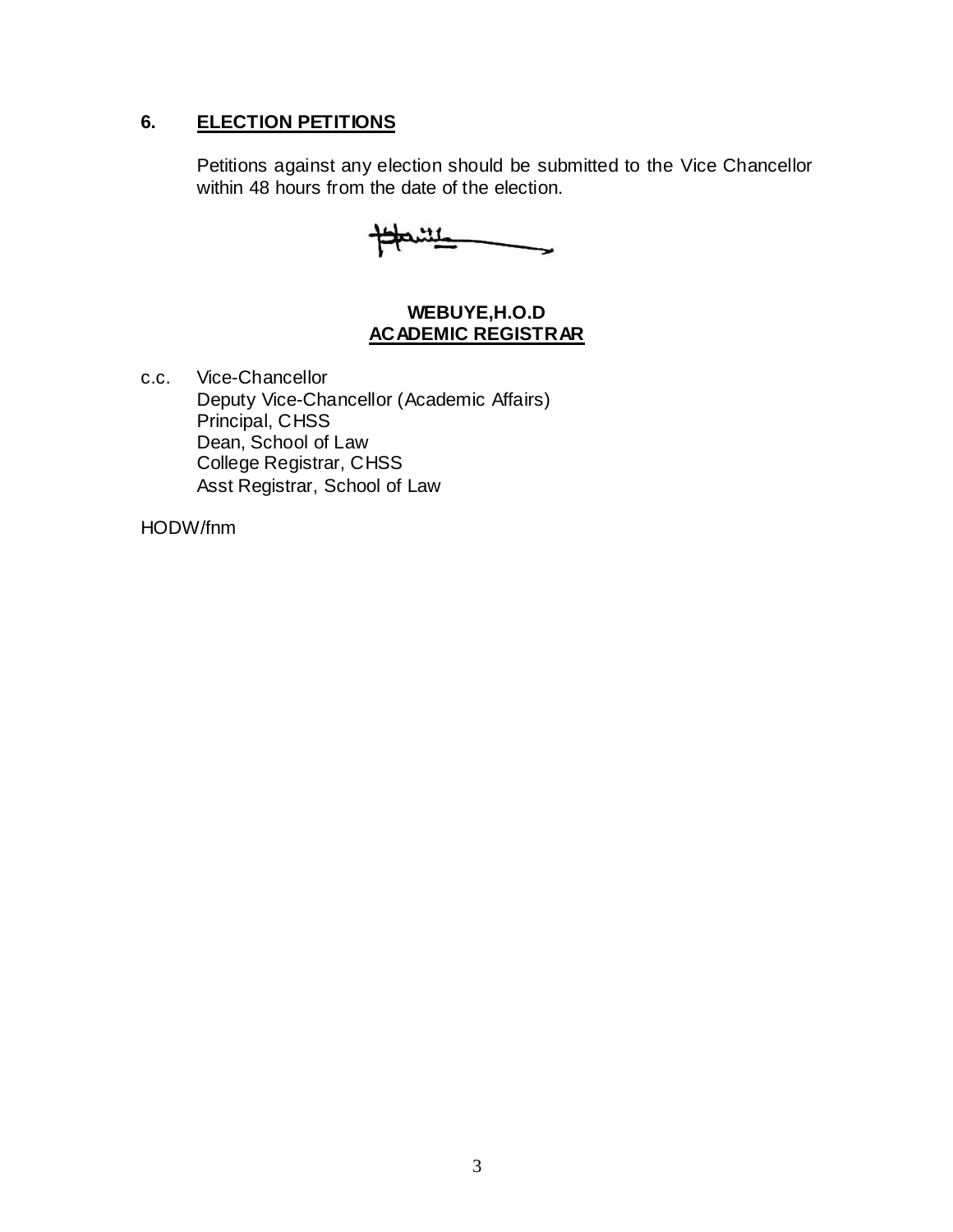## 6. ELECTION PETITIONS

Petitions against any election should be submitted to the Vice Chancellor within 48 hours from the date of the election.

**WEBUYE,H.O.D**
**ACADEMIC REGISTRAR**

c.c. Vice-Chancellor
Deputy Vice-Chancellor (Academic Affairs)
Principal, CHSS
Dean, School of Law
College Registrar, CHSS
Asst Registrar, School of Law

HODW/fnm